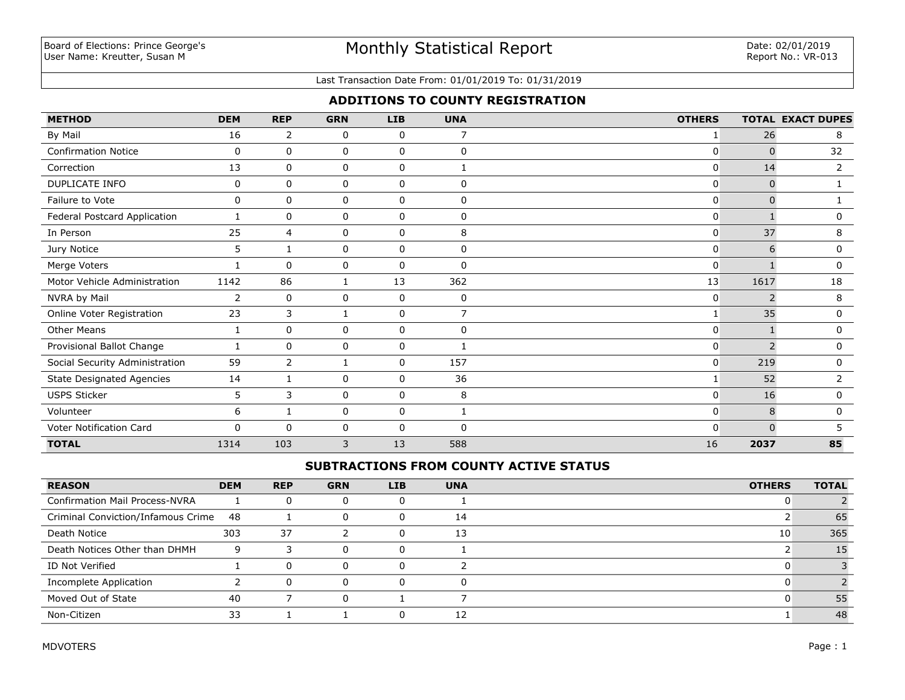Board of Elections: Prince George's
User Name: Kreutter, Susan M

# Monthly Statistical Report

Date: 02/01/2019
Report No.: VR-013

Last Transaction Date From: 01/01/2019 To: 01/31/2019

## ADDITIONS TO COUNTY REGISTRATION

| METHOD | DEM | REP | GRN | LIB | UNA | OTHERS | TOTAL | EXACT DUPES |
|---|---|---|---|---|---|---|---|---|
| By Mail | 16 | 2 | 0 | 0 | 7 | 1 | 26 | 8 |
| Confirmation Notice | 0 | 0 | 0 | 0 | 0 | 0 | 0 | 32 |
| Correction | 13 | 0 | 0 | 0 | 1 | 0 | 14 | 2 |
| DUPLICATE INFO | 0 | 0 | 0 | 0 | 0 | 0 | 0 | 1 |
| Failure to Vote | 0 | 0 | 0 | 0 | 0 | 0 | 0 | 1 |
| Federal Postcard Application | 1 | 0 | 0 | 0 | 0 | 0 | 1 | 0 |
| In Person | 25 | 4 | 0 | 0 | 8 | 0 | 37 | 8 |
| Jury Notice | 5 | 1 | 0 | 0 | 0 | 0 | 6 | 0 |
| Merge Voters | 1 | 0 | 0 | 0 | 0 | 0 | 1 | 0 |
| Motor Vehicle Administration | 1142 | 86 | 1 | 13 | 362 | 13 | 1617 | 18 |
| NVRA by Mail | 2 | 0 | 0 | 0 | 0 | 0 | 2 | 8 |
| Online Voter Registration | 23 | 3 | 1 | 0 | 7 | 1 | 35 | 0 |
| Other Means | 1 | 0 | 0 | 0 | 0 | 0 | 1 | 0 |
| Provisional Ballot Change | 1 | 0 | 0 | 0 | 1 | 0 | 2 | 0 |
| Social Security Administration | 59 | 2 | 1 | 0 | 157 | 0 | 219 | 0 |
| State Designated Agencies | 14 | 1 | 0 | 0 | 36 | 1 | 52 | 2 |
| USPS Sticker | 5 | 3 | 0 | 0 | 8 | 0 | 16 | 0 |
| Volunteer | 6 | 1 | 0 | 0 | 1 | 0 | 8 | 0 |
| Voter Notification Card | 0 | 0 | 0 | 0 | 0 | 0 | 0 | 5 |
| **TOTAL** | 1314 | 103 | 3 | 13 | 588 | 16 | **2037** | **85** |

## SUBTRACTIONS FROM COUNTY ACTIVE STATUS

| REASON | DEM | REP | GRN | LIB | UNA | OTHERS | TOTAL |
|---|---|---|---|---|---|---|---|
| Confirmation Mail Process-NVRA | 1 | 0 | 0 | 0 | 1 | 0 | 2 |
| Criminal Conviction/Infamous Crime | 48 | 1 | 0 | 0 | 14 | 2 | 65 |
| Death Notice | 303 | 37 | 2 | 0 | 13 | 10 | 365 |
| Death Notices Other than DHMH | 9 | 3 | 0 | 0 | 1 | 2 | 15 |
| ID Not Verified | 1 | 0 | 0 | 0 | 2 | 0 | 3 |
| Incomplete Application | 2 | 0 | 0 | 0 | 0 | 0 | 2 |
| Moved Out of State | 40 | 7 | 0 | 1 | 7 | 0 | 55 |
| Non-Citizen | 33 | 1 | 1 | 0 | 12 | 1 | 48 |

MDVOTERS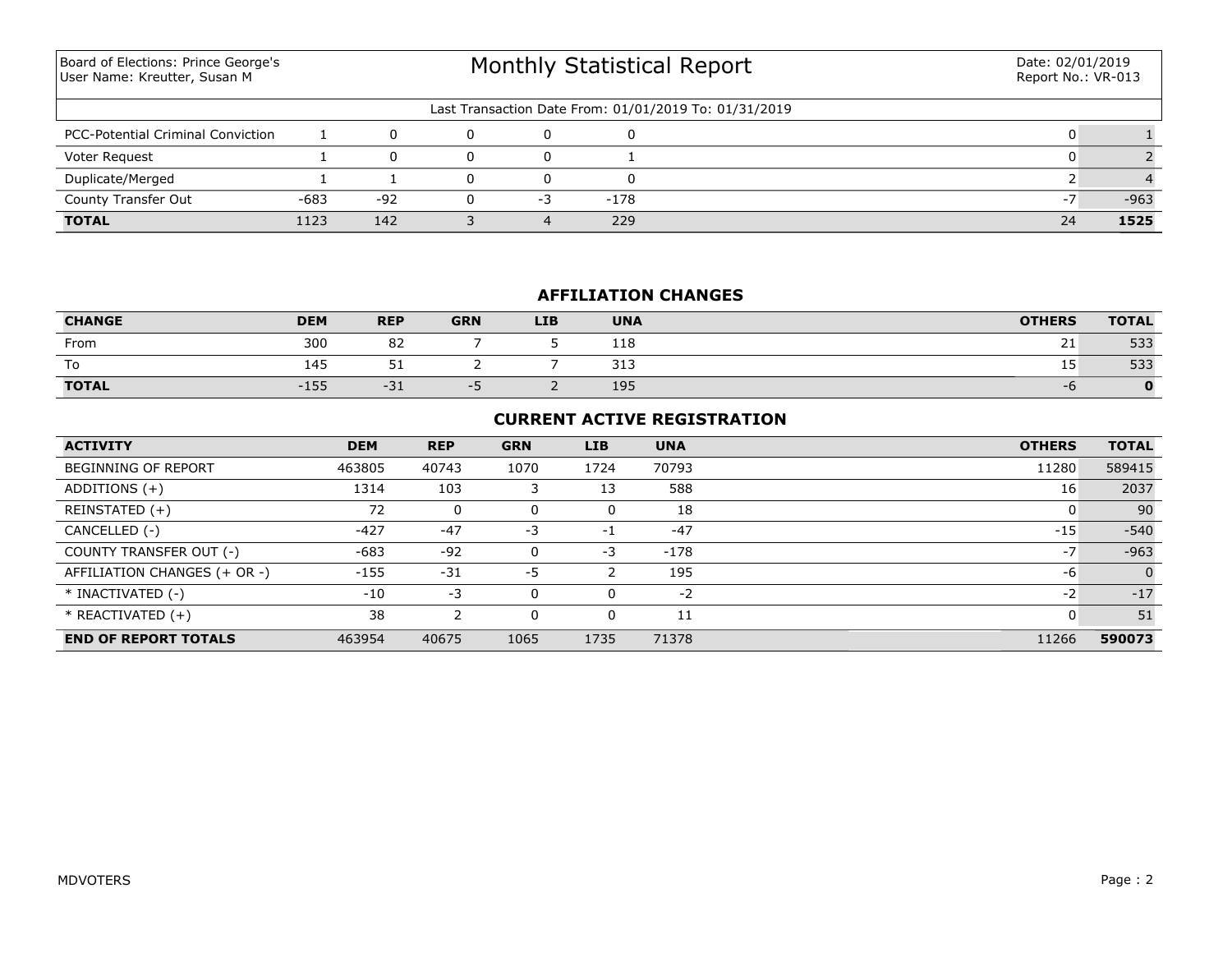Board of Elections: Prince George's
User Name: Kreutter, Susan M

# Monthly Statistical Report

Date: 02/01/2019
Report No.: VR-013

Last Transaction Date From: 01/01/2019 To: 01/31/2019

| | | | | | | | |
|---|---|---|---|---|---|---|---|
| PCC-Potential Criminal Conviction | 1 | 0 | 0 | 0 | 0 | 0 | 1 |
| Voter Request | 1 | 0 | 0 | 0 | 1 | 0 | 2 |
| Duplicate/Merged | 1 | 1 | 0 | 0 | 0 | 2 | 4 |
| County Transfer Out | -683 | -92 | 0 | -3 | -178 | -7 | -963 |
| **TOTAL** | 1123 | 142 | 3 | 4 | 229 | 24 | **1525** |

## AFFILIATION CHANGES

| CHANGE | DEM | REP | GRN | LIB | UNA | OTHERS | TOTAL |
|---|---|---|---|---|---|---|---|
| From | 300 | 82 | 7 | 5 | 118 | 21 | 533 |
| To | 145 | 51 | 2 | 7 | 313 | 15 | 533 |
| **TOTAL** | -155 | -31 | -5 | 2 | 195 | -6 | **0** |

## CURRENT ACTIVE REGISTRATION

| ACTIVITY | DEM | REP | GRN | LIB | UNA | OTHERS | TOTAL |
|---|---|---|---|---|---|---|---|
| BEGINNING OF REPORT | 463805 | 40743 | 1070 | 1724 | 70793 | 11280 | 589415 |
| ADDITIONS (+) | 1314 | 103 | 3 | 13 | 588 | 16 | 2037 |
| REINSTATED (+) | 72 | 0 | 0 | 0 | 18 | 0 | 90 |
| CANCELLED (-) | -427 | -47 | -3 | -1 | -47 | -15 | -540 |
| COUNTY TRANSFER OUT (-) | -683 | -92 | 0 | -3 | -178 | -7 | -963 |
| AFFILIATION CHANGES (+ OR -) | -155 | -31 | -5 | 2 | 195 | -6 | 0 |
| * INACTIVATED (-) | -10 | -3 | 0 | 0 | -2 | -2 | -17 |
| * REACTIVATED (+) | 38 | 2 | 0 | 0 | 11 | 0 | 51 |
| **END OF REPORT TOTALS** | 463954 | 40675 | 1065 | 1735 | 71378 | 11266 | **590073** |

MDVOTERS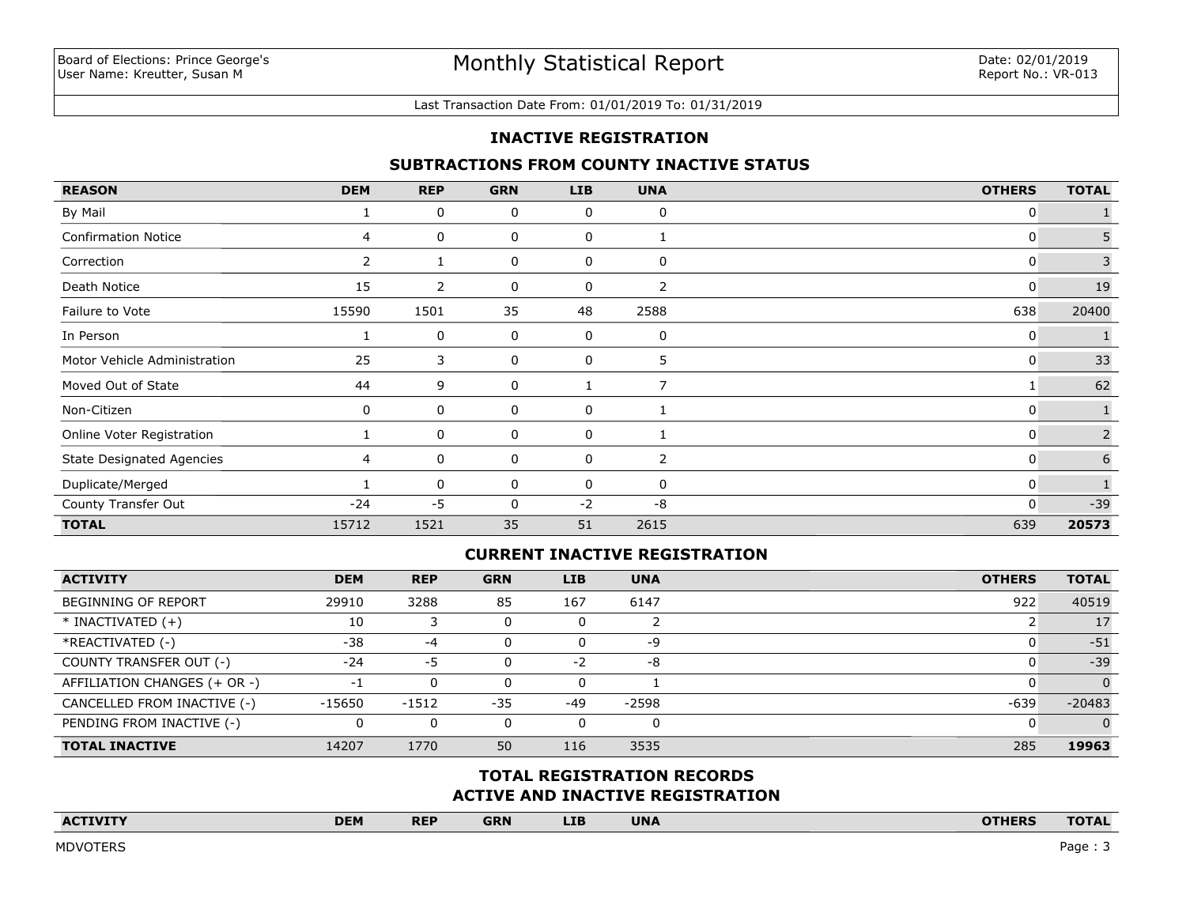Board of Elections: Prince George's
User Name: Kreutter, Susan M

# Monthly Statistical Report

Date: 02/01/2019
Report No.: VR-013

Last Transaction Date From: 01/01/2019 To: 01/31/2019

## INACTIVE REGISTRATION

### SUBTRACTIONS FROM COUNTY INACTIVE STATUS

| REASON | DEM | REP | GRN | LIB | UNA | OTHERS | TOTAL |
|---|---|---|---|---|---|---|---|
| By Mail | 1 | 0 | 0 | 0 | 0 | 0 | 1 |
| Confirmation Notice | 4 | 0 | 0 | 0 | 1 | 0 | 5 |
| Correction | 2 | 1 | 0 | 0 | 0 | 0 | 3 |
| Death Notice | 15 | 2 | 0 | 0 | 2 | 0 | 19 |
| Failure to Vote | 15590 | 1501 | 35 | 48 | 2588 | 638 | 20400 |
| In Person | 1 | 0 | 0 | 0 | 0 | 0 | 1 |
| Motor Vehicle Administration | 25 | 3 | 0 | 0 | 5 | 0 | 33 |
| Moved Out of State | 44 | 9 | 0 | 1 | 7 | 1 | 62 |
| Non-Citizen | 0 | 0 | 0 | 0 | 1 | 0 | 1 |
| Online Voter Registration | 1 | 0 | 0 | 0 | 1 | 0 | 2 |
| State Designated Agencies | 4 | 0 | 0 | 0 | 2 | 0 | 6 |
| Duplicate/Merged | 1 | 0 | 0 | 0 | 0 | 0 | 1 |
| County Transfer Out | -24 | -5 | 0 | -2 | -8 | 0 | -39 |
| **TOTAL** | 15712 | 1521 | 35 | 51 | 2615 | 639 | **20573** |

### CURRENT INACTIVE REGISTRATION

| ACTIVITY | DEM | REP | GRN | LIB | UNA | OTHERS | TOTAL |
|---|---|---|---|---|---|---|---|
| BEGINNING OF REPORT | 29910 | 3288 | 85 | 167 | 6147 | 922 | 40519 |
| * INACTIVATED (+) | 10 | 3 | 0 | 0 | 2 | 2 | 17 |
| *REACTIVATED (-) | -38 | -4 | 0 | 0 | -9 | 0 | -51 |
| COUNTY TRANSFER OUT (-) | -24 | -5 | 0 | -2 | -8 | 0 | -39 |
| AFFILIATION CHANGES (+ OR -) | -1 | 0 | 0 | 0 | 1 | 0 | 0 |
| CANCELLED FROM INACTIVE (-) | -15650 | -1512 | -35 | -49 | -2598 | -639 | -20483 |
| PENDING FROM INACTIVE (-) | 0 | 0 | 0 | 0 | 0 | 0 | 0 |
| **TOTAL INACTIVE** | 14207 | 1770 | 50 | 116 | 3535 | 285 | **19963** |

### TOTAL REGISTRATION RECORDS
### ACTIVE AND INACTIVE REGISTRATION

| ACTIVITY | DEM | REP | GRN | LIB | UNA | OTHERS | TOTAL |
|---|---|---|---|---|---|---|---|

MDVOTERS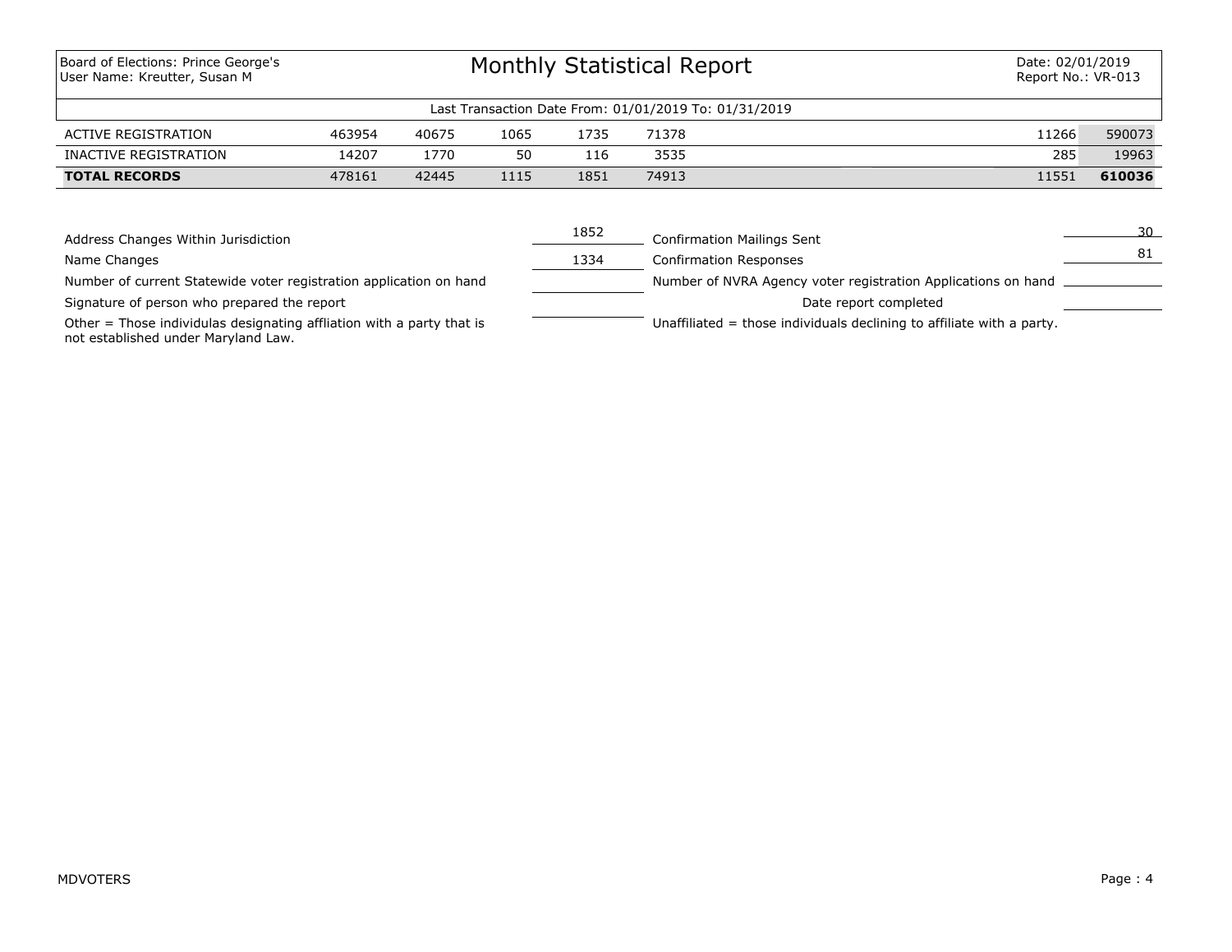Board of Elections: Prince George's
User Name: Kreutter, Susan M

# Monthly Statistical Report

Date: 02/01/2019
Report No.: VR-013

Last Transaction Date From: 01/01/2019 To: 01/31/2019

| | | | | | | | |
|---|---|---|---|---|---|---|---|
| ACTIVE REGISTRATION | 463954 | 40675 | 1065 | 1735 | 71378 | 11266 | 590073 |
| INACTIVE REGISTRATION | 14207 | 1770 | 50 | 116 | 3535 | 285 | 19963 |
| **TOTAL RECORDS** | 478161 | 42445 | 1115 | 1851 | 74913 | 11551 | **610036** |

| | | | |
|---|---|---|---|
| Address Changes Within Jurisdiction | 1852 | Confirmation Mailings Sent | 30 |
| Name Changes | 1334 | Confirmation Responses | 81 |
| Number of current Statewide voter registration application on hand | | Number of NVRA Agency voter registration Applications on hand | |
| Signature of person who prepared the report | | Date report completed | |

Other = Those individulas designating affliation with a party that is not established under Maryland Law.

Unaffiliated = those individuals declining to affiliate with a party.

MDVOTERS